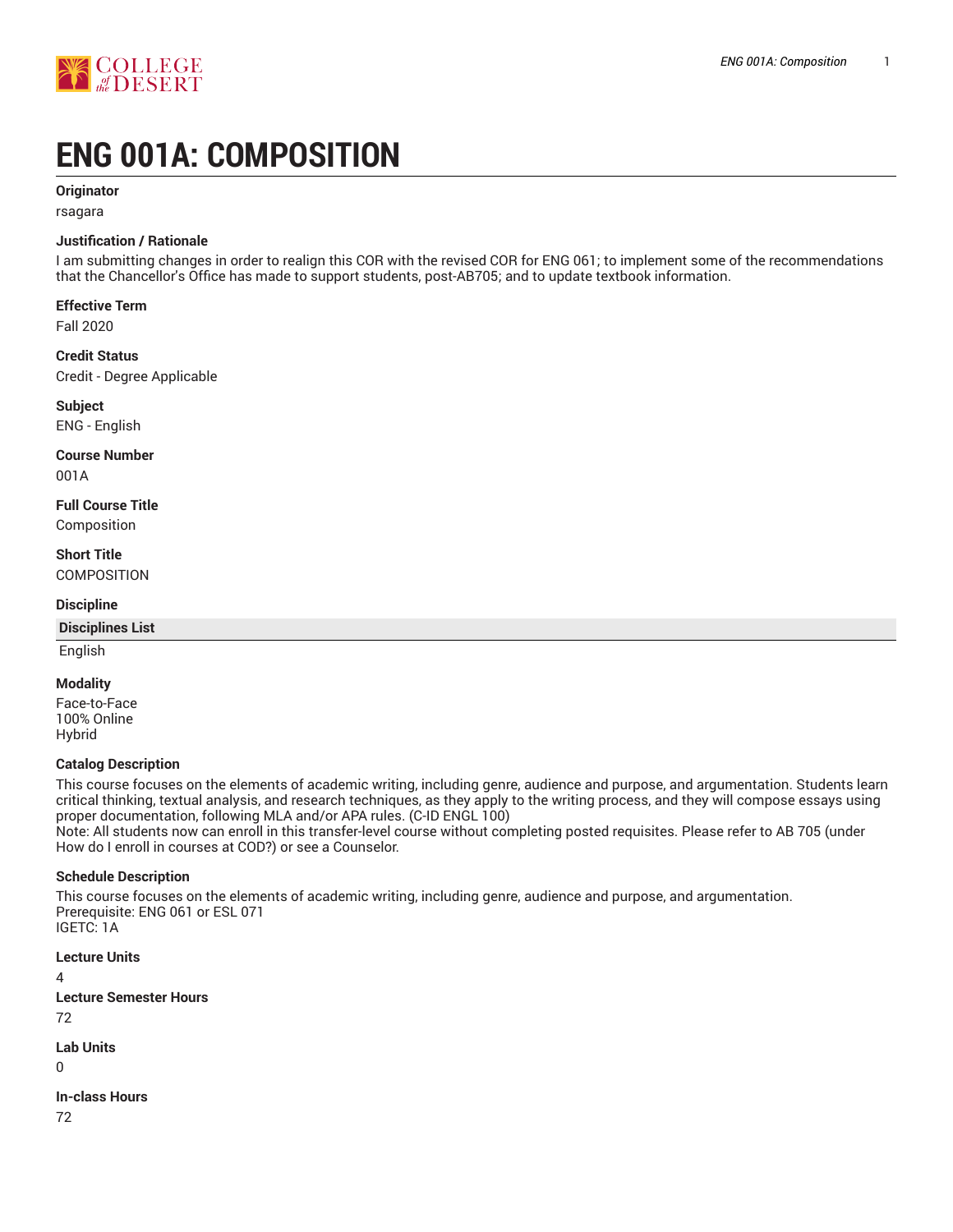# ENG 001A: COMPOSITION

**Originator**

rsagara

**Justification / Rationale**

I am submitting changes in order to realign this COR with the revised COR for ENG 061; to implement some of the recommendations that the Chancellor's Office has made to support students, post-AB705; and to update textbook information.

**Effective Term**

Fall 2020

**Credit Status**

Credit - Degree Applicable

**Subject**

ENG - English

**Course Number**

001A

**Full Course Title**

Composition

**Short Title**

COMPOSITION

**Discipline**

| Disciplines List |
|---|
| English |

**Modality**

Face-to-Face
100% Online
Hybrid

**Catalog Description**

This course focuses on the elements of academic writing, including genre, audience and purpose, and argumentation. Students learn critical thinking, textual analysis, and research techniques, as they apply to the writing process, and they will compose essays using proper documentation, following MLA and/or APA rules. (C-ID ENGL 100)
Note: All students now can enroll in this transfer-level course without completing posted requisites. Please refer to AB 705 (under How do I enroll in courses at COD?) or see a Counselor.

**Schedule Description**

This course focuses on the elements of academic writing, including genre, audience and purpose, and argumentation.
Prerequisite: ENG 061 or ESL 071
IGETC: 1A

**Lecture Units**

4

**Lecture Semester Hours**

72

**Lab Units**

0

**In-class Hours**

72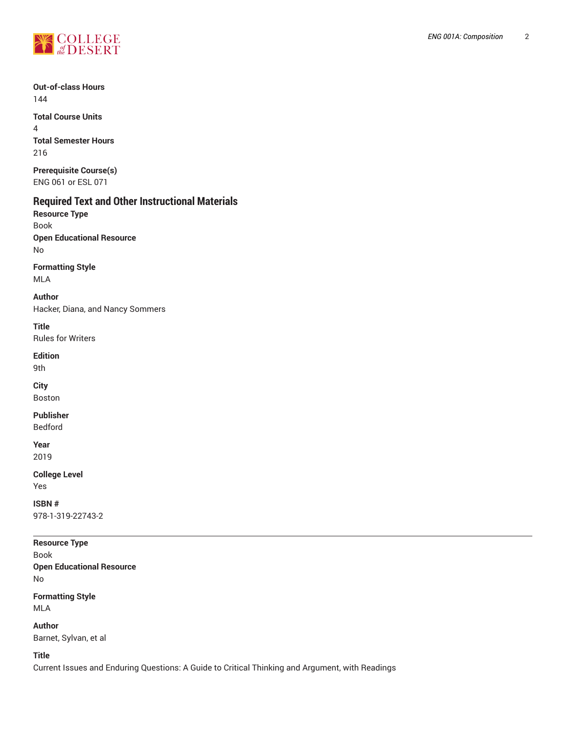**Out-of-class Hours**
144

**Total Course Units**
4

**Total Semester Hours**
216

**Prerequisite Course(s)**
ENG 061 or ESL 071

## Required Text and Other Instructional Materials

**Resource Type**
Book

**Open Educational Resource**
No

**Formatting Style**
MLA

**Author**
Hacker, Diana, and Nancy Sommers

**Title**
Rules for Writers

**Edition**
9th

**City**
Boston

**Publisher**
Bedford

**Year**
2019

**College Level**
Yes

**ISBN #**
978-1-319-22743-2

---

**Resource Type**
Book

**Open Educational Resource**
No

**Formatting Style**
MLA

**Author**
Barnet, Sylvan, et al

**Title**
Current Issues and Enduring Questions: A Guide to Critical Thinking and Argument, with Readings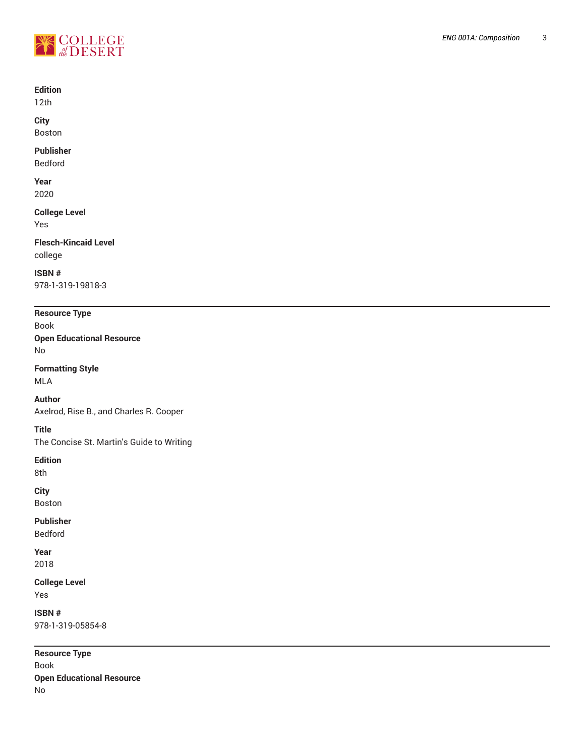**Edition**
12th

**City**
Boston

**Publisher**
Bedford

**Year**
2020

**College Level**
Yes

**Flesch-Kincaid Level**
college

**ISBN #**
978-1-319-19818-3

---

**Resource Type**
Book

**Open Educational Resource**
No

**Formatting Style**
MLA

**Author**
Axelrod, Rise B., and Charles R. Cooper

**Title**
The Concise St. Martin's Guide to Writing

**Edition**
8th

**City**
Boston

**Publisher**
Bedford

**Year**
2018

**College Level**
Yes

**ISBN #**
978-1-319-05854-8

---

**Resource Type**
Book

**Open Educational Resource**
No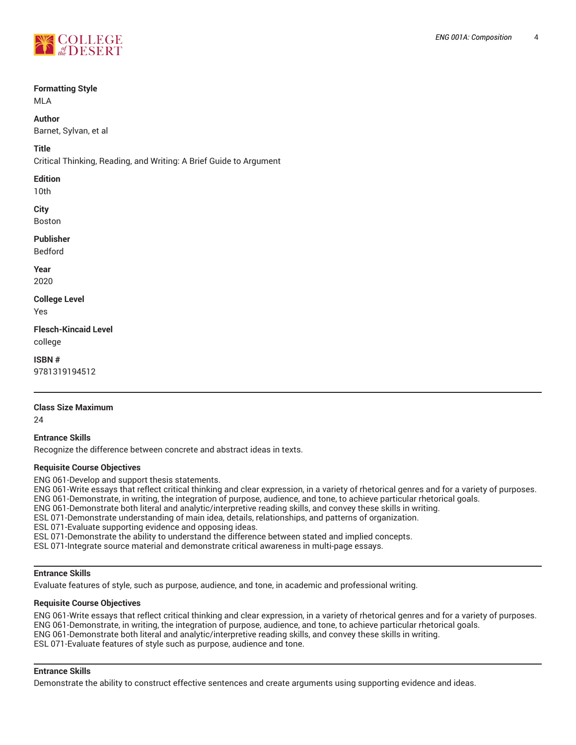**Formatting Style**
MLA

**Author**
Barnet, Sylvan, et al

**Title**
Critical Thinking, Reading, and Writing: A Brief Guide to Argument

**Edition**
10th

**City**
Boston

**Publisher**
Bedford

**Year**
2020

**College Level**
Yes

**Flesch-Kincaid Level**
college

**ISBN #**
9781319194512

---

**Class Size Maximum**
24

**Entrance Skills**
Recognize the difference between concrete and abstract ideas in texts.

**Requisite Course Objectives**
ENG 061-Develop and support thesis statements.
ENG 061-Write essays that reflect critical thinking and clear expression, in a variety of rhetorical genres and for a variety of purposes.
ENG 061-Demonstrate, in writing, the integration of purpose, audience, and tone, to achieve particular rhetorical goals.
ENG 061-Demonstrate both literal and analytic/interpretive reading skills, and convey these skills in writing.
ESL 071-Demonstrate understanding of main idea, details, relationships, and patterns of organization.
ESL 071-Evaluate supporting evidence and opposing ideas.
ESL 071-Demonstrate the ability to understand the difference between stated and implied concepts.
ESL 071-Integrate source material and demonstrate critical awareness in multi-page essays.

---

**Entrance Skills**
Evaluate features of style, such as purpose, audience, and tone, in academic and professional writing.

**Requisite Course Objectives**
ENG 061-Write essays that reflect critical thinking and clear expression, in a variety of rhetorical genres and for a variety of purposes.
ENG 061-Demonstrate, in writing, the integration of purpose, audience, and tone, to achieve particular rhetorical goals.
ENG 061-Demonstrate both literal and analytic/interpretive reading skills, and convey these skills in writing.
ESL 071-Evaluate features of style such as purpose, audience and tone.

---

**Entrance Skills**
Demonstrate the ability to construct effective sentences and create arguments using supporting evidence and ideas.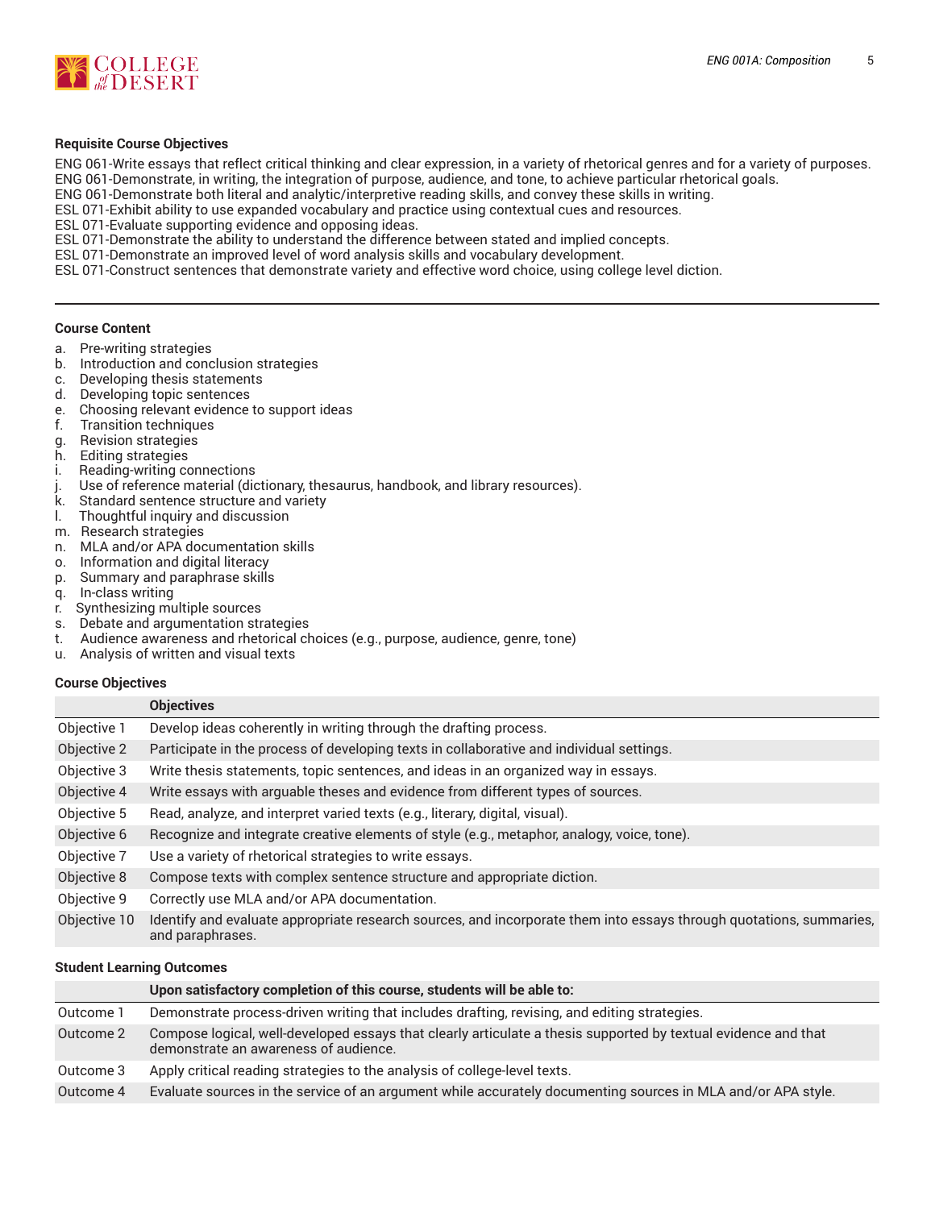### Requisite Course Objectives

ENG 061-Write essays that reflect critical thinking and clear expression, in a variety of rhetorical genres and for a variety of purposes.
ENG 061-Demonstrate, in writing, the integration of purpose, audience, and tone, to achieve particular rhetorical goals.
ENG 061-Demonstrate both literal and analytic/interpretive reading skills, and convey these skills in writing.
ESL 071-Exhibit ability to use expanded vocabulary and practice using contextual cues and resources.
ESL 071-Evaluate supporting evidence and opposing ideas.
ESL 071-Demonstrate the ability to understand the difference between stated and implied concepts.
ESL 071-Demonstrate an improved level of word analysis skills and vocabulary development.
ESL 071-Construct sentences that demonstrate variety and effective word choice, using college level diction.

---

### Course Content

a. Pre-writing strategies
b. Introduction and conclusion strategies
c. Developing thesis statements
d. Developing topic sentences
e. Choosing relevant evidence to support ideas
f. Transition techniques
g. Revision strategies
h. Editing strategies
i. Reading-writing connections
j. Use of reference material (dictionary, thesaurus, handbook, and library resources).
k. Standard sentence structure and variety
l. Thoughtful inquiry and discussion
m. Research strategies
n. MLA and/or APA documentation skills
o. Information and digital literacy
p. Summary and paraphrase skills
q. In-class writing
r. Synthesizing multiple sources
s. Debate and argumentation strategies
t. Audience awareness and rhetorical choices (e.g., purpose, audience, genre, tone)
u. Analysis of written and visual texts

### Course Objectives

| | Objectives |
|---|---|
| Objective 1 | Develop ideas coherently in writing through the drafting process. |
| Objective 2 | Participate in the process of developing texts in collaborative and individual settings. |
| Objective 3 | Write thesis statements, topic sentences, and ideas in an organized way in essays. |
| Objective 4 | Write essays with arguable theses and evidence from different types of sources. |
| Objective 5 | Read, analyze, and interpret varied texts (e.g., literary, digital, visual). |
| Objective 6 | Recognize and integrate creative elements of style (e.g., metaphor, analogy, voice, tone). |
| Objective 7 | Use a variety of rhetorical strategies to write essays. |
| Objective 8 | Compose texts with complex sentence structure and appropriate diction. |
| Objective 9 | Correctly use MLA and/or APA documentation. |
| Objective 10 | Identify and evaluate appropriate research sources, and incorporate them into essays through quotations, summaries, and paraphrases. |

### Student Learning Outcomes

| | Upon satisfactory completion of this course, students will be able to: |
|---|---|
| Outcome 1 | Demonstrate process-driven writing that includes drafting, revising, and editing strategies. |
| Outcome 2 | Compose logical, well-developed essays that clearly articulate a thesis supported by textual evidence and that demonstrate an awareness of audience. |
| Outcome 3 | Apply critical reading strategies to the analysis of college-level texts. |
| Outcome 4 | Evaluate sources in the service of an argument while accurately documenting sources in MLA and/or APA style. |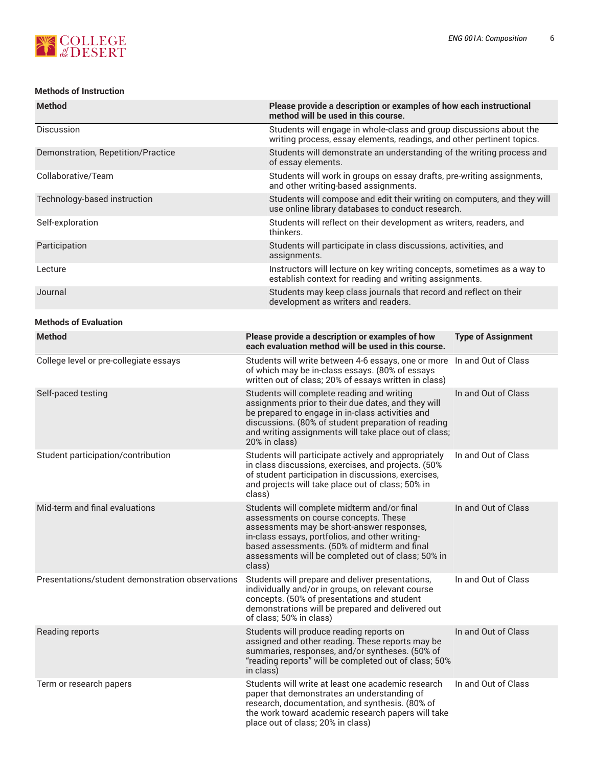### Methods of Instruction

| Method | Please provide a description or examples of how each instructional method will be used in this course. |
|---|---|
| Discussion | Students will engage in whole-class and group discussions about the writing process, essay elements, readings, and other pertinent topics. |
| Demonstration, Repetition/Practice | Students will demonstrate an understanding of the writing process and of essay elements. |
| Collaborative/Team | Students will work in groups on essay drafts, pre-writing assignments, and other writing-based assignments. |
| Technology-based instruction | Students will compose and edit their writing on computers, and they will use online library databases to conduct research. |
| Self-exploration | Students will reflect on their development as writers, readers, and thinkers. |
| Participation | Students will participate in class discussions, activities, and assignments. |
| Lecture | Instructors will lecture on key writing concepts, sometimes as a way to establish context for reading and writing assignments. |
| Journal | Students may keep class journals that record and reflect on their development as writers and readers. |

### Methods of Evaluation

| Method | Please provide a description or examples of how each evaluation method will be used in this course. | Type of Assignment |
|---|---|---|
| College level or pre-collegiate essays | Students will write between 4-6 essays, one or more of which may be in-class essays. (80% of essays written out of class; 20% of essays written in class) | In and Out of Class |
| Self-paced testing | Students will complete reading and writing assignments prior to their due dates, and they will be prepared to engage in in-class activities and discussions. (80% of student preparation of reading and writing assignments will take place out of class; 20% in class) | In and Out of Class |
| Student participation/contribution | Students will participate actively and appropriately in class discussions, exercises, and projects. (50% of student participation in discussions, exercises, and projects will take place out of class; 50% in class) | In and Out of Class |
| Mid-term and final evaluations | Students will complete midterm and/or final assessments on course concepts. These assessments may be short-answer responses, in-class essays, portfolios, and other writing-based assessments. (50% of midterm and final assessments will be completed out of class; 50% in class) | In and Out of Class |
| Presentations/student demonstration observations | Students will prepare and deliver presentations, individually and/or in groups, on relevant course concepts. (50% of presentations and student demonstrations will be prepared and delivered out of class; 50% in class) | In and Out of Class |
| Reading reports | Students will produce reading reports on assigned and other reading. These reports may be summaries, responses, and/or syntheses. (50% of "reading reports" will be completed out of class; 50% in class) | In and Out of Class |
| Term or research papers | Students will write at least one academic research paper that demonstrates an understanding of research, documentation, and synthesis. (80% of the work toward academic research papers will take place out of class; 20% in class) | In and Out of Class |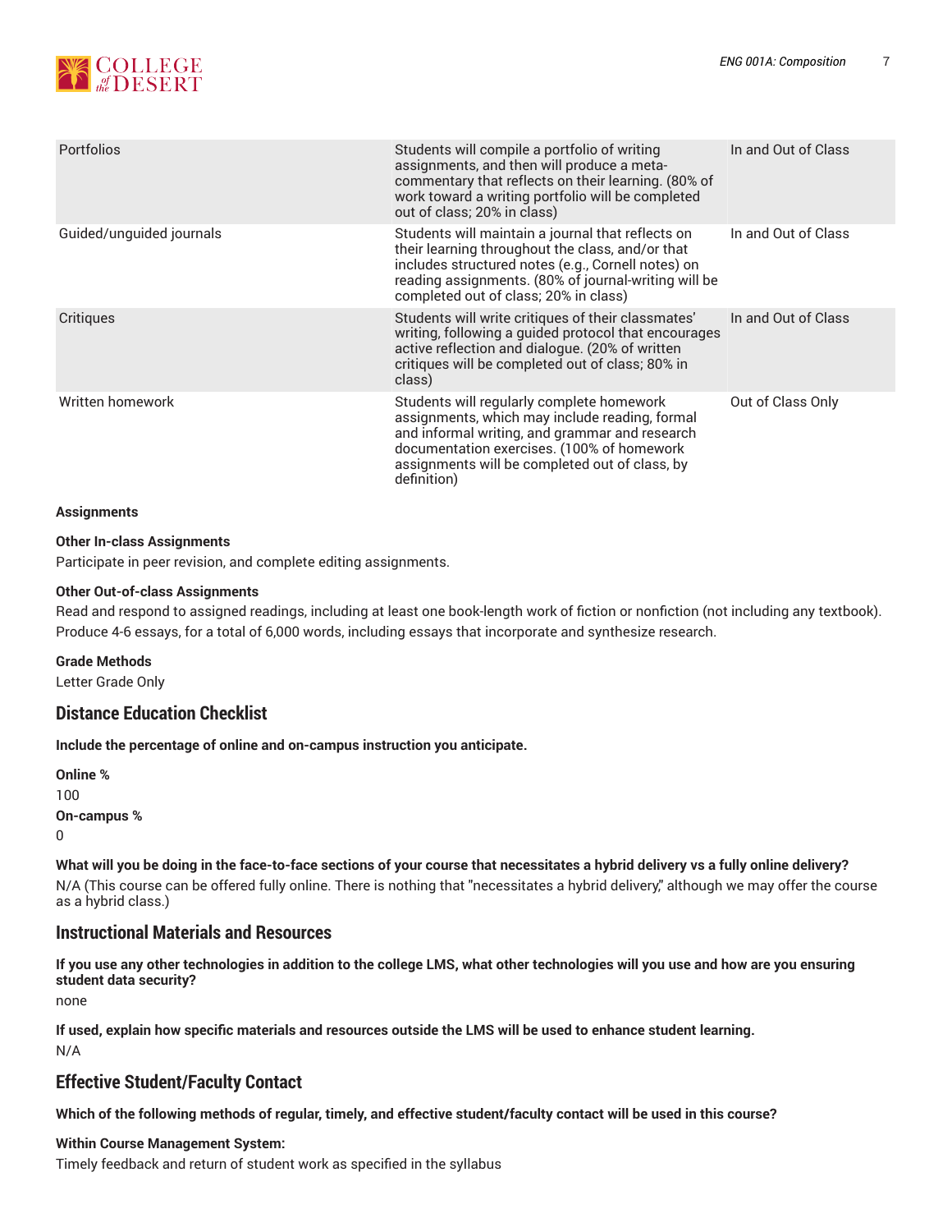| | | |
|---|---|---|
| Portfolios | Students will compile a portfolio of writing assignments, and then will produce a meta-commentary that reflects on their learning. (80% of work toward a writing portfolio will be completed out of class; 20% in class) | In and Out of Class |
| Guided/unguided journals | Students will maintain a journal that reflects on their learning throughout the class, and/or that includes structured notes (e.g., Cornell notes) on reading assignments. (80% of journal-writing will be completed out of class; 20% in class) | In and Out of Class |
| Critiques | Students will write critiques of their classmates' writing, following a guided protocol that encourages active reflection and dialogue. (20% of written critiques will be completed out of class; 80% in class) | In and Out of Class |
| Written homework | Students will regularly complete homework assignments, which may include reading, formal and informal writing, and grammar and research documentation exercises. (100% of homework assignments will be completed out of class, by definition) | Out of Class Only |

**Assignments**

**Other In-class Assignments**

Participate in peer revision, and complete editing assignments.

**Other Out-of-class Assignments**

Read and respond to assigned readings, including at least one book-length work of fiction or nonfiction (not including any textbook). Produce 4-6 essays, for a total of 6,000 words, including essays that incorporate and synthesize research.

**Grade Methods**

Letter Grade Only

## Distance Education Checklist

**Include the percentage of online and on-campus instruction you anticipate.**

**Online %**

100

**On-campus %**

0

**What will you be doing in the face-to-face sections of your course that necessitates a hybrid delivery vs a fully online delivery?**

N/A (This course can be offered fully online. There is nothing that "necessitates a hybrid delivery," although we may offer the course as a hybrid class.)

## Instructional Materials and Resources

**If you use any other technologies in addition to the college LMS, what other technologies will you use and how are you ensuring student data security?**

none

**If used, explain how specific materials and resources outside the LMS will be used to enhance student learning.**

N/A

## Effective Student/Faculty Contact

**Which of the following methods of regular, timely, and effective student/faculty contact will be used in this course?**

**Within Course Management System:**

Timely feedback and return of student work as specified in the syllabus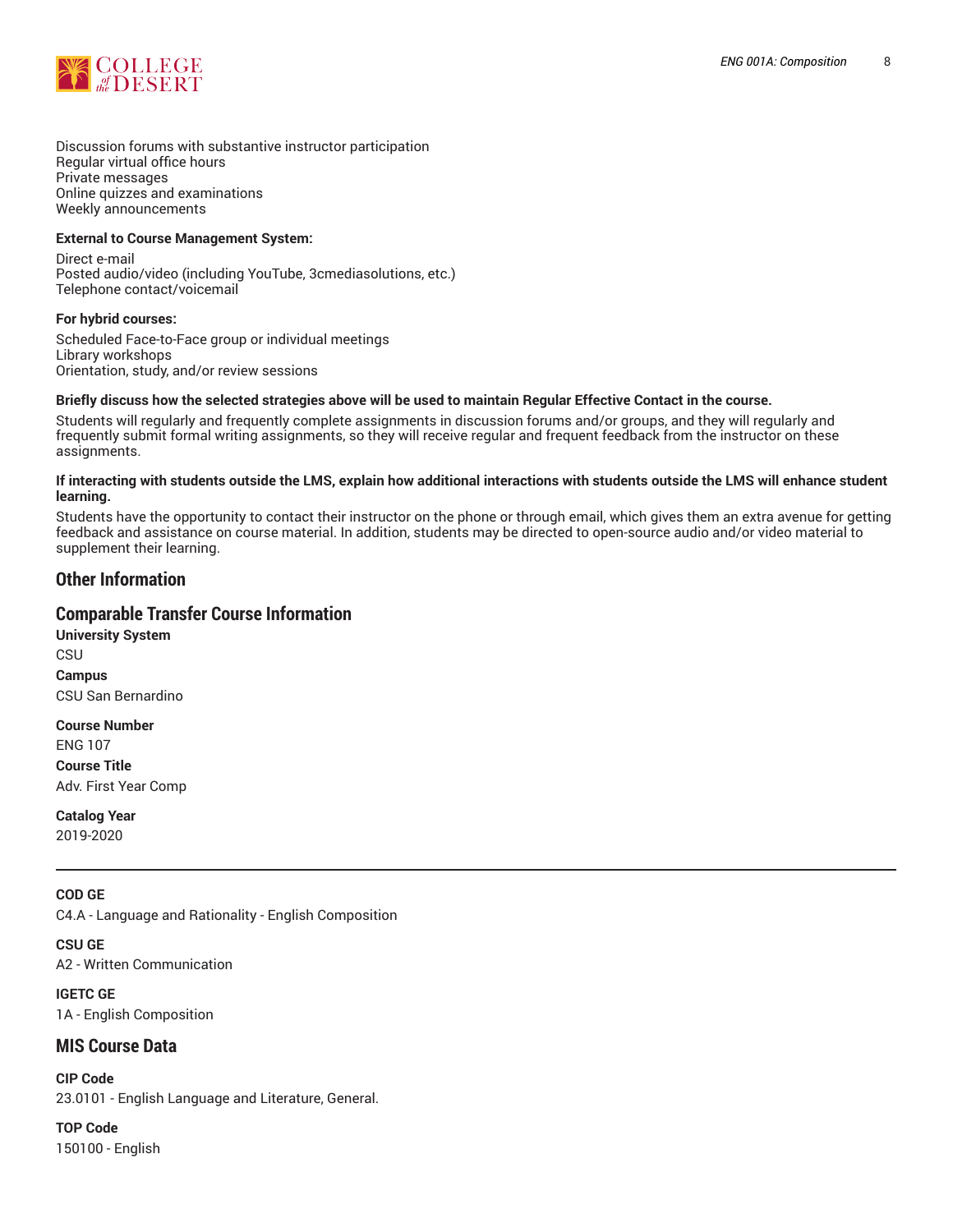Discussion forums with substantive instructor participation
Regular virtual office hours
Private messages
Online quizzes and examinations
Weekly announcements

**External to Course Management System:**

Direct e-mail
Posted audio/video (including YouTube, 3cmediasolutions, etc.)
Telephone contact/voicemail

**For hybrid courses:**

Scheduled Face-to-Face group or individual meetings
Library workshops
Orientation, study, and/or review sessions

**Briefly discuss how the selected strategies above will be used to maintain Regular Effective Contact in the course.**

Students will regularly and frequently complete assignments in discussion forums and/or groups, and they will regularly and frequently submit formal writing assignments, so they will receive regular and frequent feedback from the instructor on these assignments.

**If interacting with students outside the LMS, explain how additional interactions with students outside the LMS will enhance student learning.**

Students have the opportunity to contact their instructor on the phone or through email, which gives them an extra avenue for getting feedback and assistance on course material. In addition, students may be directed to open-source audio and/or video material to supplement their learning.

## Other Information

## Comparable Transfer Course Information

**University System**
CSU

**Campus**
CSU San Bernardino

**Course Number**
ENG 107

**Course Title**
Adv. First Year Comp

**Catalog Year**
2019-2020

---

**COD GE**
C4.A - Language and Rationality - English Composition

**CSU GE**
A2 - Written Communication

**IGETC GE**
1A - English Composition

## MIS Course Data

**CIP Code**
23.0101 - English Language and Literature, General.

**TOP Code**
150100 - English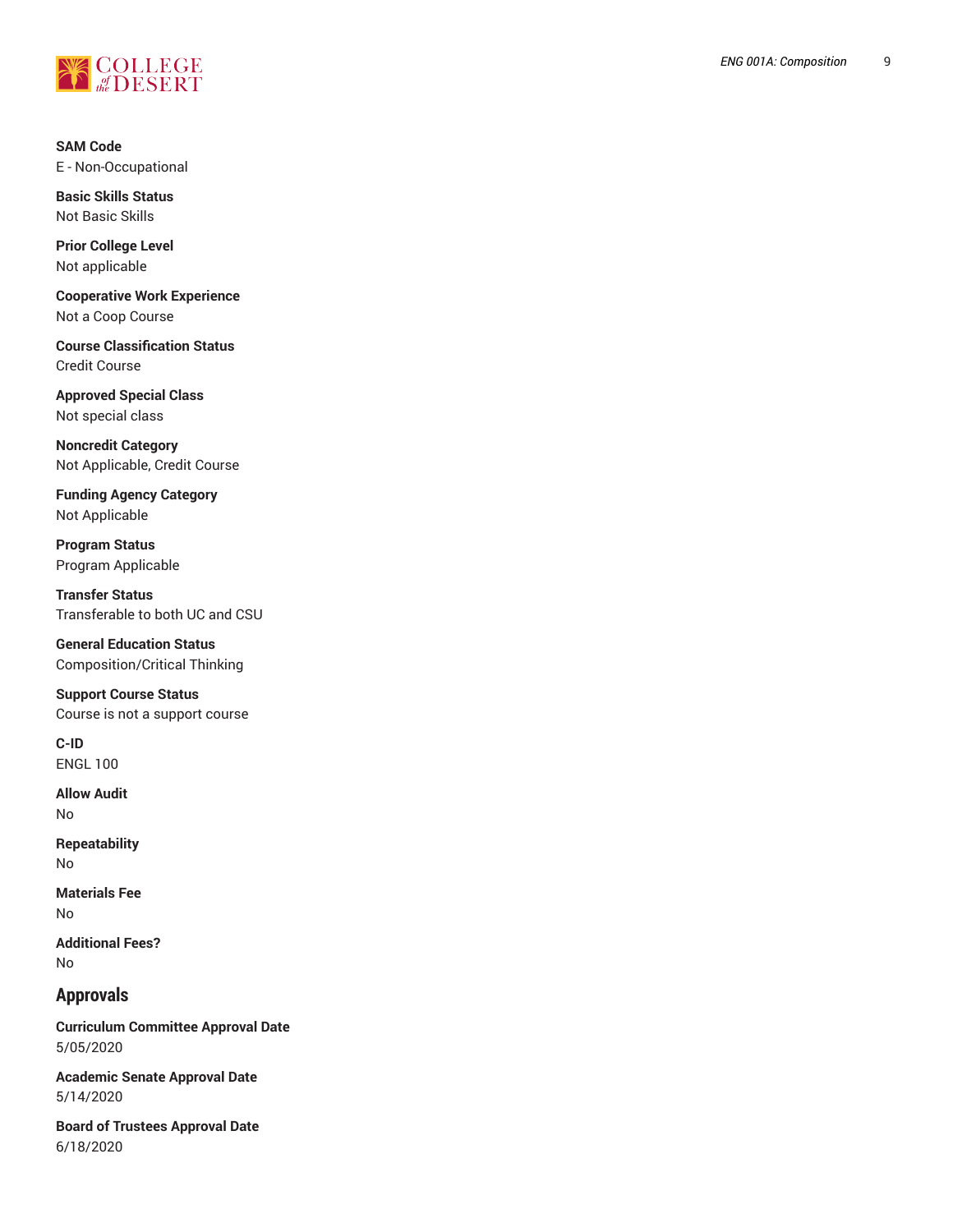**SAM Code**
E - Non-Occupational

**Basic Skills Status**
Not Basic Skills

**Prior College Level**
Not applicable

**Cooperative Work Experience**
Not a Coop Course

**Course Classification Status**
Credit Course

**Approved Special Class**
Not special class

**Noncredit Category**
Not Applicable, Credit Course

**Funding Agency Category**
Not Applicable

**Program Status**
Program Applicable

**Transfer Status**
Transferable to both UC and CSU

**General Education Status**
Composition/Critical Thinking

**Support Course Status**
Course is not a support course

**C-ID**
ENGL 100

**Allow Audit**
No

**Repeatability**
No

**Materials Fee**
No

**Additional Fees?**
No

## Approvals

**Curriculum Committee Approval Date**
5/05/2020

**Academic Senate Approval Date**
5/14/2020

**Board of Trustees Approval Date**
6/18/2020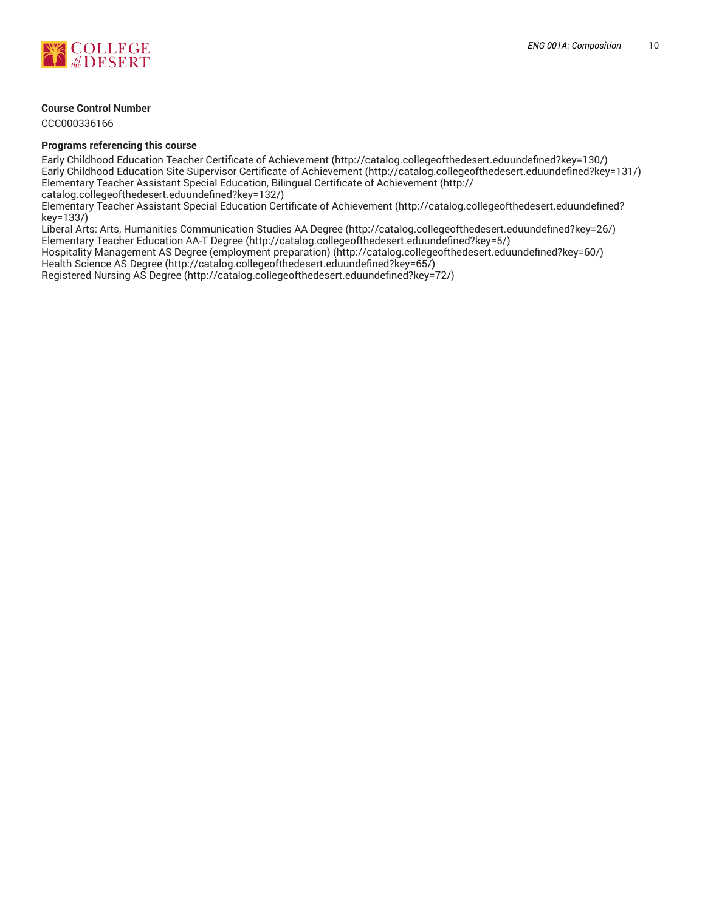**Course Control Number**

CCC000336166

**Programs referencing this course**

Early Childhood Education Teacher Certificate of Achievement (http://catalog.collegeofthedesert.eduundefined?key=130/)
Early Childhood Education Site Supervisor Certificate of Achievement (http://catalog.collegeofthedesert.eduundefined?key=131/)
Elementary Teacher Assistant Special Education, Bilingual Certificate of Achievement (http://catalog.collegeofthedesert.eduundefined?key=132/)
Elementary Teacher Assistant Special Education Certificate of Achievement (http://catalog.collegeofthedesert.eduundefined?key=133/)
Liberal Arts: Arts, Humanities Communication Studies AA Degree (http://catalog.collegeofthedesert.eduundefined?key=26/)
Elementary Teacher Education AA-T Degree (http://catalog.collegeofthedesert.eduundefined?key=5/)
Hospitality Management AS Degree (employment preparation) (http://catalog.collegeofthedesert.eduundefined?key=60/)
Health Science AS Degree (http://catalog.collegeofthedesert.eduundefined?key=65/)
Registered Nursing AS Degree (http://catalog.collegeofthedesert.eduundefined?key=72/)